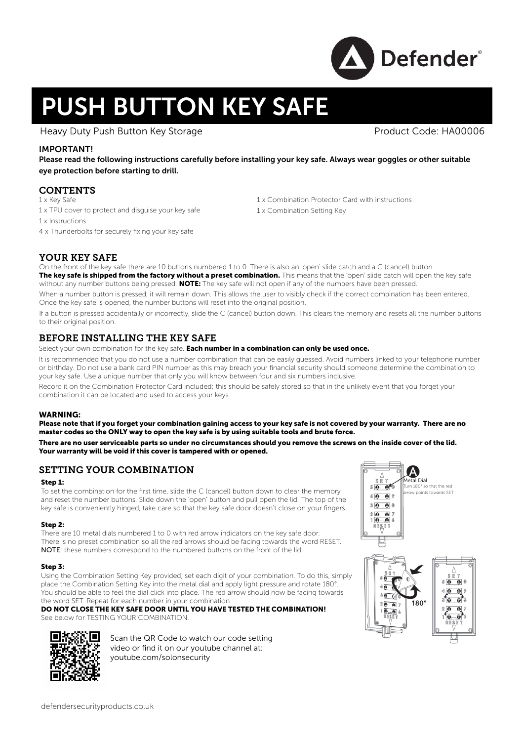Defender®

# PUSH BUTTON KEY SAFE

Heavy Duty Push Button Key Storage

Product Code: HA00006

**IMPORTANT!**

**Please read the following instructions carefully before installing your key safe. Always wear goggles or other suitable eye protection before starting to drill.**

## CONTENTS

1 x Key Safe
1 x TPU cover to protect and disguise your key safe
1 x Instructions
4 x Thunderbolts for securely fixing your key safe
1 x Combination Protector Card with instructions
1 x Combination Setting Key

## YOUR KEY SAFE

On the front of the key safe there are 10 buttons numbered 1 to 0. There is also an 'open' slide catch and a C (cancel) button. **The key safe is shipped from the factory without a preset combination.** This means that the 'open' slide catch will open the key safe without any number buttons being pressed. **NOTE:** The key safe will not open if any of the numbers have been pressed.

When a number button is pressed, it will remain down. This allows the user to visibly check if the correct combination has been entered. Once the key safe is opened, the number buttons will reset into the original position.

If a button is pressed accidentally or incorrectly, slide the C (cancel) button down. This clears the memory and resets all the number buttons to their original position.

## BEFORE INSTALLING THE KEY SAFE

Select your own combination for the key safe. **Each number in a combination can only be used once.**

It is recommended that you do not use a number combination that can be easily guessed. Avoid numbers linked to your telephone number or birthday. Do not use a bank card PIN number as this may breach your financial security should someone determine the combination to your key safe. Use a unique number that only you will know between four and six numbers inclusive.

Record it on the Combination Protector Card included; this should be safely stored so that in the unlikely event that you forget your combination it can be located and used to access your keys.

**WARNING:**

**Please note that if you forget your combination gaining access to your key safe is not covered by your warranty. There are no master codes so the ONLY way to open the key safe is by using suitable tools and brute force.**

**There are no user serviceable parts so under no circumstances should you remove the screws on the inside cover of the lid. Your warranty will be void if this cover is tampered with or opened.**

## SETTING YOUR COMBINATION

**Step 1:**

To set the combination for the first time, slide the C (cancel) button down to clear the memory and reset the number buttons. Slide down the 'open' button and pull open the lid. The top of the key safe is conveniently hinged, take care so that the key safe door doesn't close on your fingers.

**Step 2:**

There are 10 metal dials numbered 1 to 0 with red arrow indicators on the key safe door. There is no preset combination so all the red arrows should be facing towards the word RESET. **NOTE**: these numbers correspond to the numbered buttons on the front of the lid.

**Step 3:**

Using the Combination Setting Key provided, set each digit of your combination. To do this, simply place the Combination Setting Key into the metal dial and apply light pressure and rotate 180°. You should be able to feel the dial click into place. The red arrow should now be facing towards the word SET. Repeat for each number in your combination.

**DO NOT CLOSE THE KEY SAFE DOOR UNTIL YOU HAVE TESTED THE COMBINATION!**

See below for TESTING YOUR COMBINATION.

A — Metal Dial: Turn 180° so that the red arrow points towards SET

180°

Scan the QR Code to watch our code setting video or find it on our youtube channel at: youtube.com/solonsecurity

defendersecurityproducts.co.uk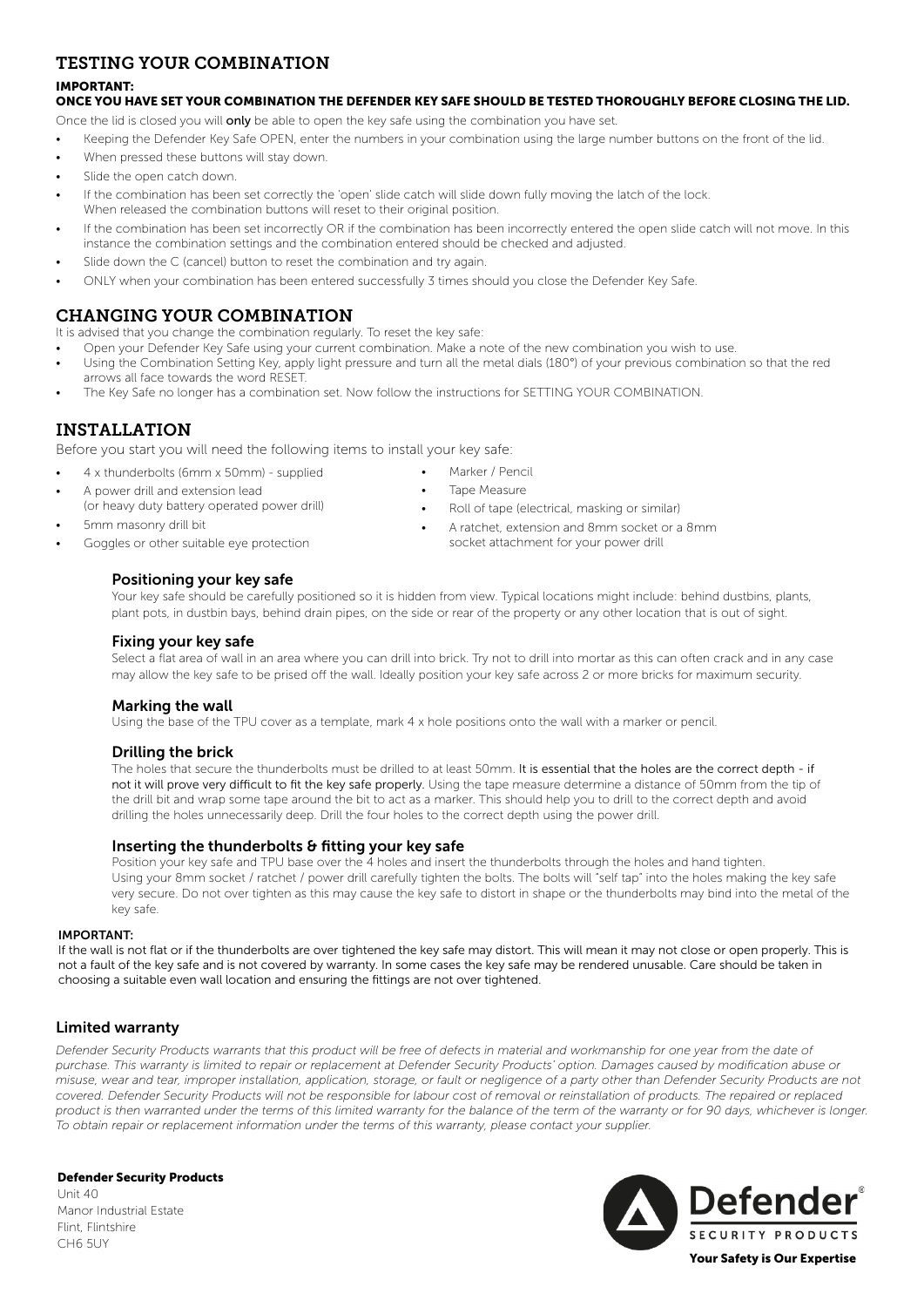## TESTING YOUR COMBINATION

**IMPORTANT:**
**ONCE YOU HAVE SET YOUR COMBINATION THE DEFENDER KEY SAFE SHOULD BE TESTED THOROUGHLY BEFORE CLOSING THE LID.**

Once the lid is closed you will **only** be able to open the key safe using the combination you have set.

- Keeping the Defender Key Safe OPEN, enter the numbers in your combination using the large number buttons on the front of the lid.
- When pressed these buttons will stay down.
- Slide the open catch down.
- If the combination has been set correctly the 'open' slide catch will slide down fully moving the latch of the lock. When released the combination buttons will reset to their original position.
- If the combination has been set incorrectly OR if the combination has been incorrectly entered the open slide catch will not move. In this instance the combination settings and the combination entered should be checked and adjusted.
- Slide down the C (cancel) button to reset the combination and try again.
- ONLY when your combination has been entered successfully 3 times should you close the Defender Key Safe.

## CHANGING YOUR COMBINATION

It is advised that you change the combination regularly. To reset the key safe:

- Open your Defender Key Safe using your current combination. Make a note of the new combination you wish to use.
- Using the Combination Setting Key, apply light pressure and turn all the metal dials (180°) of your previous combination so that the red arrows all face towards the word RESET.
- The Key Safe no longer has a combination set. Now follow the instructions for SETTING YOUR COMBINATION.

## INSTALLATION

Before you start you will need the following items to install your key safe:

- 4 x thunderbolts (6mm x 50mm) - supplied
- A power drill and extension lead (or heavy duty battery operated power drill)
- 5mm masonry drill bit
- Goggles or other suitable eye protection
- Marker / Pencil
- Tape Measure
- Roll of tape (electrical, masking or similar)
- A ratchet, extension and 8mm socket or a 8mm socket attachment for your power drill

### Positioning your key safe

Your key safe should be carefully positioned so it is hidden from view. Typical locations might include: behind dustbins, plants, plant pots, in dustbin bays, behind drain pipes, on the side or rear of the property or any other location that is out of sight.

### Fixing your key safe

Select a flat area of wall in an area where you can drill into brick. Try not to drill into mortar as this can often crack and in any case may allow the key safe to be prised off the wall. Ideally position your key safe across 2 or more bricks for maximum security.

### Marking the wall

Using the base of the TPU cover as a template, mark 4 x hole positions onto the wall with a marker or pencil.

### Drilling the brick

The holes that secure the thunderbolts must be drilled to at least 50mm. It is essential that the holes are the correct depth - if not it will prove very difficult to fit the key safe properly. Using the tape measure determine a distance of 50mm from the tip of the drill bit and wrap some tape around the bit to act as a marker. This should help you to drill to the correct depth and avoid drilling the holes unnecessarily deep. Drill the four holes to the correct depth using the power drill.

### Inserting the thunderbolts & fitting your key safe

Position your key safe and TPU base over the 4 holes and insert the thunderbolts through the holes and hand tighten. Using your 8mm socket / ratchet / power drill carefully tighten the bolts. The bolts will "self tap" into the holes making the key safe very secure. Do not over tighten as this may cause the key safe to distort in shape or the thunderbolts may bind into the metal of the key safe.

**IMPORTANT:**
If the wall is not flat or if the thunderbolts are over tightened the key safe may distort. This will mean it may not close or open properly. This is not a fault of the key safe and is not covered by warranty. In some cases the key safe may be rendered unusable. Care should be taken in choosing a suitable even wall location and ensuring the fittings are not over tightened.

## Limited warranty

*Defender Security Products warrants that this product will be free of defects in material and workmanship for one year from the date of purchase. This warranty is limited to repair or replacement at Defender Security Products' option. Damages caused by modification abuse or misuse, wear and tear, improper installation, application, storage, or fault or negligence of a party other than Defender Security Products are not covered. Defender Security Products will not be responsible for labour cost of removal or reinstallation of products. The repaired or replaced product is then warranted under the terms of this limited warranty for the balance of the term of the warranty or for 90 days, whichever is longer. To obtain repair or replacement information under the terms of this warranty, please contact your supplier.*

**Defender Security Products**
Unit 40
Manor Industrial Estate
Flint, Flintshire
CH6 5UY

Defender® SECURITY PRODUCTS
**Your Safety is Our Expertise**